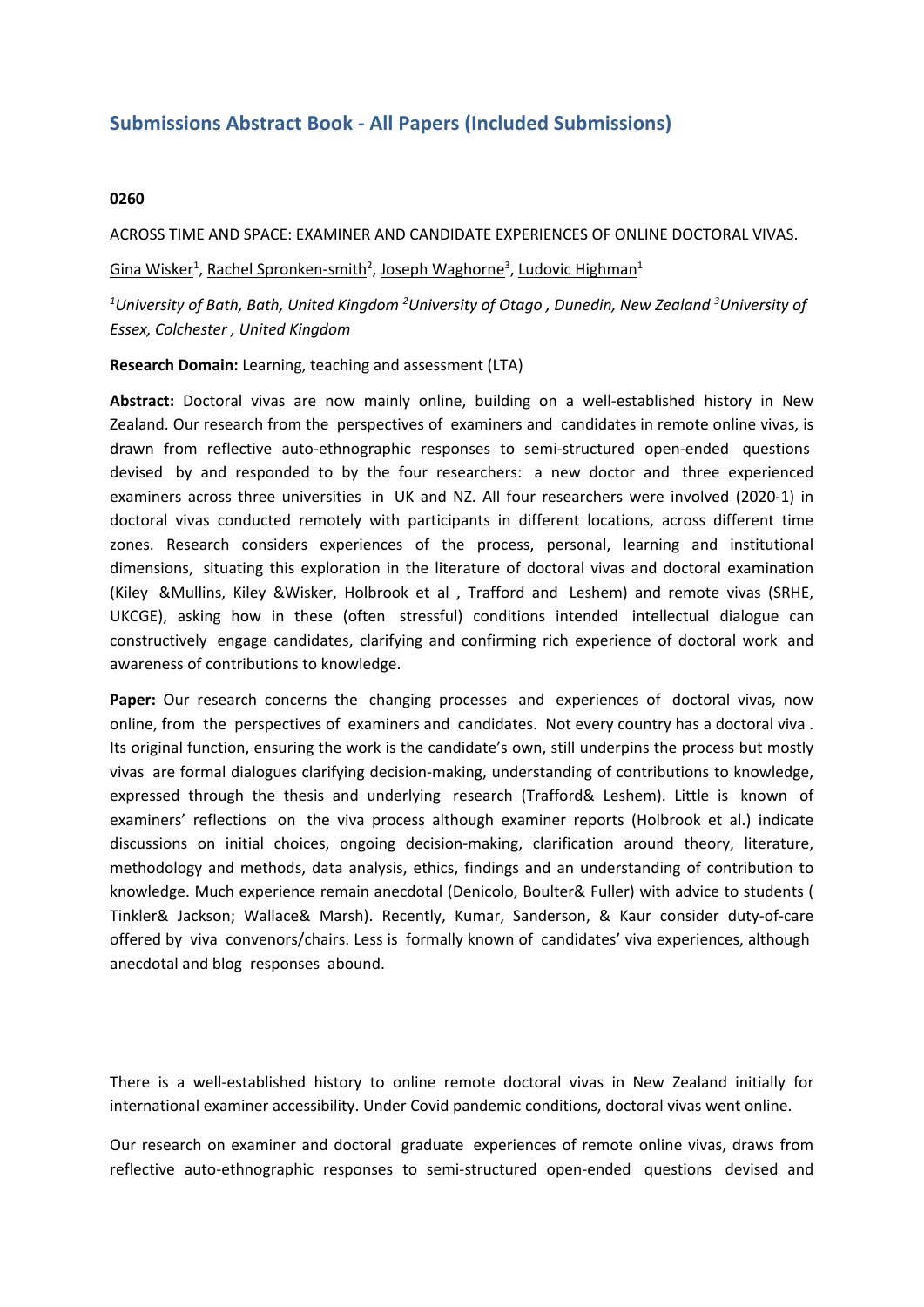## Submissions Abstract Book - All Papers (Included Submissions)

**0260**

ACROSS TIME AND SPACE: EXAMINER AND CANDIDATE EXPERIENCES OF ONLINE DOCTORAL VIVAS.

Gina Wisker[1], Rachel Spronken-smith[2], Joseph Waghorne[3], Ludovic Highman[1]

*[1]University of Bath, Bath, United Kingdom [2]University of Otago , Dunedin, New Zealand [3]University of Essex, Colchester , United Kingdom*

**Research Domain:** Learning, teaching and assessment (LTA)

**Abstract:** Doctoral vivas are now mainly online, building on a well-established history in New Zealand. Our research from the perspectives of examiners and candidates in remote online vivas, is drawn from reflective auto-ethnographic responses to semi-structured open-ended questions devised by and responded to by the four researchers: a new doctor and three experienced examiners across three universities in UK and NZ. All four researchers were involved (2020-1) in doctoral vivas conducted remotely with participants in different locations, across different time zones. Research considers experiences of the process, personal, learning and institutional dimensions, situating this exploration in the literature of doctoral vivas and doctoral examination (Kiley &Mullins, Kiley &Wisker, Holbrook et al , Trafford and Leshem) and remote vivas (SRHE, UKCGE), asking how in these (often stressful) conditions intended intellectual dialogue can constructively engage candidates, clarifying and confirming rich experience of doctoral work and awareness of contributions to knowledge.

**Paper:** Our research concerns the changing processes and experiences of doctoral vivas, now online, from the perspectives of examiners and candidates. Not every country has a doctoral viva . Its original function, ensuring the work is the candidate's own, still underpins the process but mostly vivas are formal dialogues clarifying decision-making, understanding of contributions to knowledge, expressed through the thesis and underlying research (Trafford& Leshem). Little is known of examiners' reflections on the viva process although examiner reports (Holbrook et al.) indicate discussions on initial choices, ongoing decision-making, clarification around theory, literature, methodology and methods, data analysis, ethics, findings and an understanding of contribution to knowledge. Much experience remain anecdotal (Denicolo, Boulter& Fuller) with advice to students ( Tinkler& Jackson; Wallace& Marsh). Recently, Kumar, Sanderson, & Kaur consider duty-of-care offered by viva convenors/chairs. Less is formally known of candidates' viva experiences, although anecdotal and blog responses abound.

There is a well-established history to online remote doctoral vivas in New Zealand initially for international examiner accessibility. Under Covid pandemic conditions, doctoral vivas went online.

Our research on examiner and doctoral graduate experiences of remote online vivas, draws from reflective auto-ethnographic responses to semi-structured open-ended questions devised and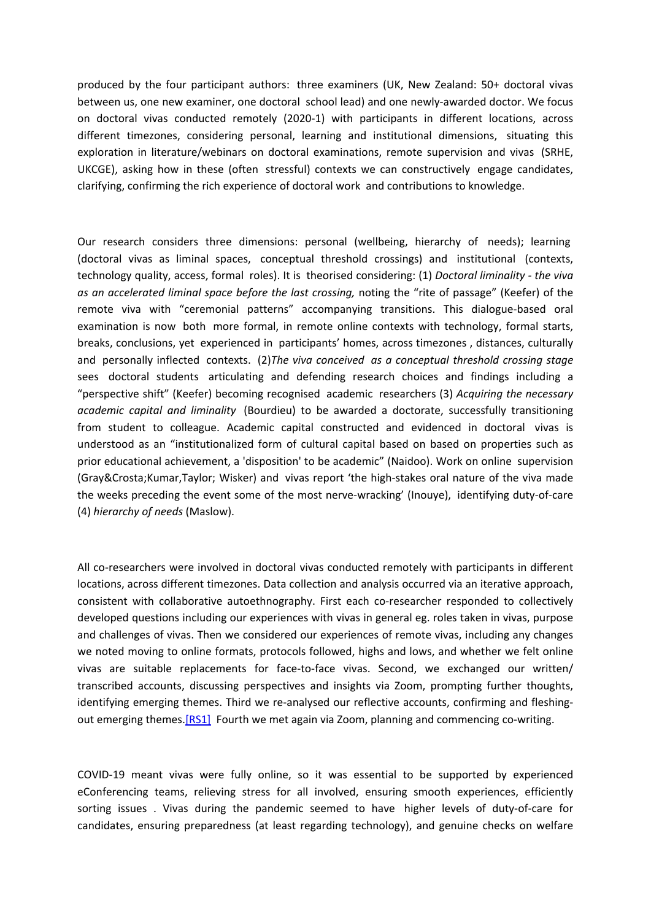produced by the four participant authors: three examiners (UK, New Zealand: 50+ doctoral vivas between us, one new examiner, one doctoral school lead) and one newly-awarded doctor. We focus on doctoral vivas conducted remotely (2020-1) with participants in different locations, across different timezones, considering personal, learning and institutional dimensions, situating this exploration in literature/webinars on doctoral examinations, remote supervision and vivas (SRHE, UKCGE), asking how in these (often stressful) contexts we can constructively engage candidates, clarifying, confirming the rich experience of doctoral work and contributions to knowledge.

Our research considers three dimensions: personal (wellbeing, hierarchy of needs); learning (doctoral vivas as liminal spaces, conceptual threshold crossings) and institutional (contexts, technology quality, access, formal roles). It is theorised considering: (1) *Doctoral liminality - the viva as an accelerated liminal space before the last crossing,* noting the "rite of passage" (Keefer) of the remote viva with "ceremonial patterns" accompanying transitions. This dialogue-based oral examination is now both more formal, in remote online contexts with technology, formal starts, breaks, conclusions, yet experienced in participants' homes, across timezones , distances, culturally and personally inflected contexts. (2)*The viva conceived as a conceptual threshold crossing stage* sees doctoral students articulating and defending research choices and findings including a "perspective shift" (Keefer) becoming recognised academic researchers (3) *Acquiring the necessary academic capital and liminality* (Bourdieu) to be awarded a doctorate, successfully transitioning from student to colleague. Academic capital constructed and evidenced in doctoral vivas is understood as an "institutionalized form of cultural capital based on based on properties such as prior educational achievement, a 'disposition' to be academic" (Naidoo). Work on online supervision (Gray&Crosta;Kumar,Taylor; Wisker) and vivas report 'the high-stakes oral nature of the viva made the weeks preceding the event some of the most nerve-wracking' (Inouye), identifying duty-of-care (4) *hierarchy of needs* (Maslow).

All co-researchers were involved in doctoral vivas conducted remotely with participants in different locations, across different timezones. Data collection and analysis occurred via an iterative approach, consistent with collaborative autoethnography. First each co-researcher responded to collectively developed questions including our experiences with vivas in general eg. roles taken in vivas, purpose and challenges of vivas. Then we considered our experiences of remote vivas, including any changes we noted moving to online formats, protocols followed, highs and lows, and whether we felt online vivas are suitable replacements for face-to-face vivas. Second, we exchanged our written/ transcribed accounts, discussing perspectives and insights via Zoom, prompting further thoughts, identifying emerging themes. Third we re-analysed our reflective accounts, confirming and fleshing-out emerging themes.[RS1] Fourth we met again via Zoom, planning and commencing co-writing.

COVID-19 meant vivas were fully online, so it was essential to be supported by experienced eConferencing teams, relieving stress for all involved, ensuring smooth experiences, efficiently sorting issues . Vivas during the pandemic seemed to have higher levels of duty-of-care for candidates, ensuring preparedness (at least regarding technology), and genuine checks on welfare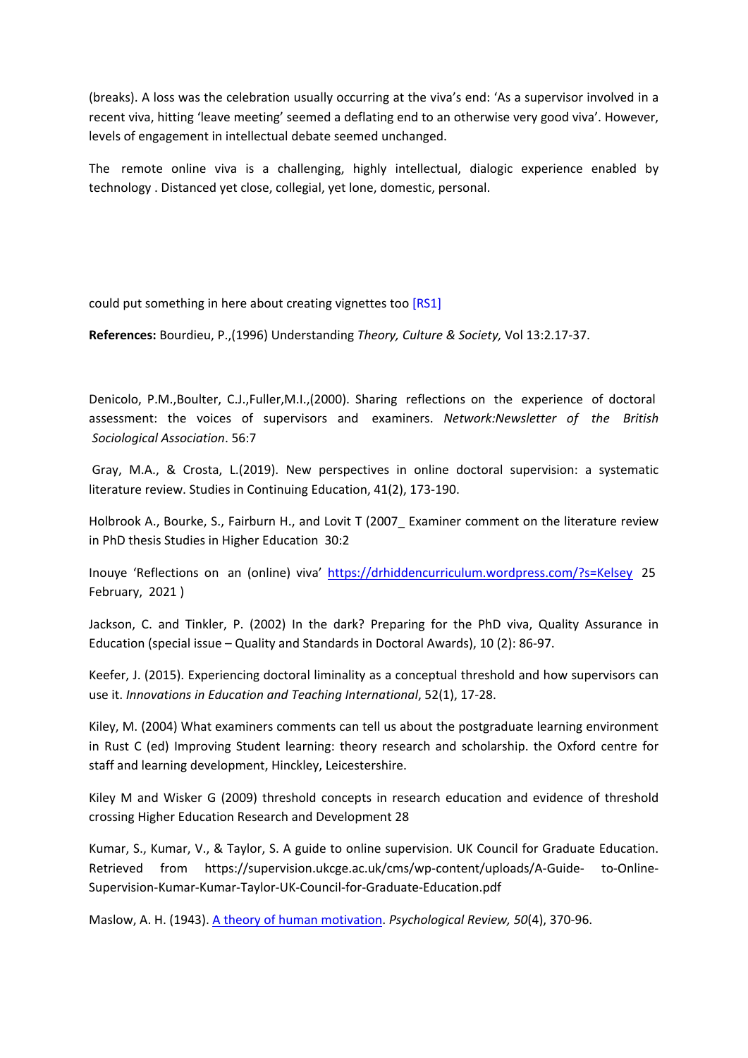(breaks). A loss was the celebration usually occurring at the viva's end: 'As a supervisor involved in a recent viva, hitting 'leave meeting' seemed a deflating end to an otherwise very good viva'. However, levels of engagement in intellectual debate seemed unchanged.

The remote online viva is a challenging, highly intellectual, dialogic experience enabled by technology . Distanced yet close, collegial, yet lone, domestic, personal.

could put something in here about creating vignettes too [RS1]

**References:** Bourdieu, P.,(1996) Understanding *Theory, Culture & Society,* Vol 13:2.17-37.

Denicolo, P.M.,Boulter, C.J.,Fuller,M.I.,(2000). Sharing reflections on the experience of doctoral assessment: the voices of supervisors and examiners. *Network:Newsletter of the British Sociological Association*. 56:7

Gray, M.A., & Crosta, L.(2019). New perspectives in online doctoral supervision: a systematic literature review. Studies in Continuing Education, 41(2), 173-190.

Holbrook A., Bourke, S., Fairburn H., and Lovit T (2007_ Examiner comment on the literature review in PhD thesis Studies in Higher Education 30:2

Inouye 'Reflections on an (online) viva' https://drhiddencurriculum.wordpress.com/?s=Kelsey 25 February, 2021 )

Jackson, C. and Tinkler, P. (2002) In the dark? Preparing for the PhD viva, Quality Assurance in Education (special issue – Quality and Standards in Doctoral Awards), 10 (2): 86-97.

Keefer, J. (2015). Experiencing doctoral liminality as a conceptual threshold and how supervisors can use it. *Innovations in Education and Teaching International*, 52(1), 17-28.

Kiley, M. (2004) What examiners comments can tell us about the postgraduate learning environment in Rust C (ed) Improving Student learning: theory research and scholarship. the Oxford centre for staff and learning development, Hinckley, Leicestershire.

Kiley M and Wisker G (2009) threshold concepts in research education and evidence of threshold crossing Higher Education Research and Development 28

Kumar, S., Kumar, V., & Taylor, S. A guide to online supervision. UK Council for Graduate Education. Retrieved from https://supervision.ukcge.ac.uk/cms/wp-content/uploads/A-Guide- to-Online-Supervision-Kumar-Kumar-Taylor-UK-Council-for-Graduate-Education.pdf

Maslow, A. H. (1943). A theory of human motivation. *Psychological Review, 50*(4), 370-96.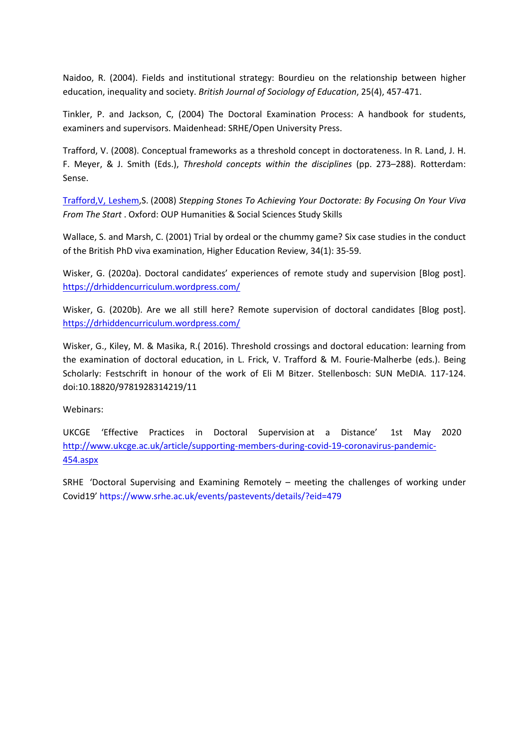Naidoo, R. (2004). Fields and institutional strategy: Bourdieu on the relationship between higher education, inequality and society. *British Journal of Sociology of Education*, 25(4), 457-471.

Tinkler, P. and Jackson, C, (2004) The Doctoral Examination Process: A handbook for students, examiners and supervisors. Maidenhead: SRHE/Open University Press.

Trafford, V. (2008). Conceptual frameworks as a threshold concept in doctorateness. In R. Land, J. H. F. Meyer, & J. Smith (Eds.), *Threshold concepts within the disciplines* (pp. 273–288). Rotterdam: Sense.

Trafford,V, Leshem,S. (2008) *Stepping Stones To Achieving Your Doctorate: By Focusing On Your Viva From The Start* . Oxford: OUP Humanities & Social Sciences Study Skills

Wallace, S. and Marsh, C. (2001) Trial by ordeal or the chummy game? Six case studies in the conduct of the British PhD viva examination, Higher Education Review, 34(1): 35-59.

Wisker, G. (2020a). Doctoral candidates' experiences of remote study and supervision [Blog post]. https://drhiddencurriculum.wordpress.com/

Wisker, G. (2020b). Are we all still here? Remote supervision of doctoral candidates [Blog post]. https://drhiddencurriculum.wordpress.com/

Wisker, G., Kiley, M. & Masika, R.( 2016). Threshold crossings and doctoral education: learning from the examination of doctoral education, in L. Frick, V. Trafford & M. Fourie-Malherbe (eds.). Being Scholarly: Festschrift in honour of the work of Eli M Bitzer. Stellenbosch: SUN MeDIA. 117-124. doi:10.18820/9781928314219/11

Webinars:

UKCGE 'Effective Practices in Doctoral Supervision at a Distance' 1st May 2020 http://www.ukcge.ac.uk/article/supporting-members-during-covid-19-coronavirus-pandemic-454.aspx

SRHE 'Doctoral Supervising and Examining Remotely – meeting the challenges of working under Covid19' https://www.srhe.ac.uk/events/pastevents/details/?eid=479